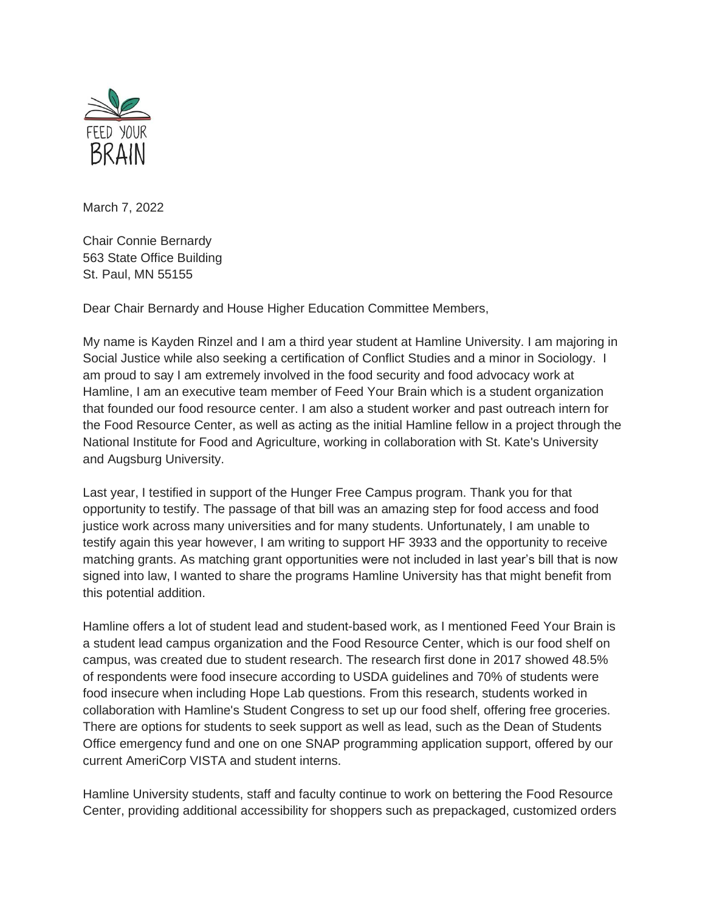FEED YOUR BRAIN

March 7, 2022

Chair Connie Bernardy
563 State Office Building
St. Paul, MN 55155

Dear Chair Bernardy and House Higher Education Committee Members,

My name is Kayden Rinzel and I am a third year student at Hamline University. I am majoring in Social Justice while also seeking a certification of Conflict Studies and a minor in Sociology. I am proud to say I am extremely involved in the food security and food advocacy work at Hamline, I am an executive team member of Feed Your Brain which is a student organization that founded our food resource center. I am also a student worker and past outreach intern for the Food Resource Center, as well as acting as the initial Hamline fellow in a project through the National Institute for Food and Agriculture, working in collaboration with St. Kate's University and Augsburg University.

Last year, I testified in support of the Hunger Free Campus program. Thank you for that opportunity to testify. The passage of that bill was an amazing step for food access and food justice work across many universities and for many students. Unfortunately, I am unable to testify again this year however, I am writing to support HF 3933 and the opportunity to receive matching grants. As matching grant opportunities were not included in last year's bill that is now signed into law, I wanted to share the programs Hamline University has that might benefit from this potential addition.

Hamline offers a lot of student lead and student-based work, as I mentioned Feed Your Brain is a student lead campus organization and the Food Resource Center, which is our food shelf on campus, was created due to student research. The research first done in 2017 showed 48.5% of respondents were food insecure according to USDA guidelines and 70% of students were food insecure when including Hope Lab questions. From this research, students worked in collaboration with Hamline's Student Congress to set up our food shelf, offering free groceries. There are options for students to seek support as well as lead, such as the Dean of Students Office emergency fund and one on one SNAP programming application support, offered by our current AmeriCorp VISTA and student interns.

Hamline University students, staff and faculty continue to work on bettering the Food Resource Center, providing additional accessibility for shoppers such as prepackaged, customized orders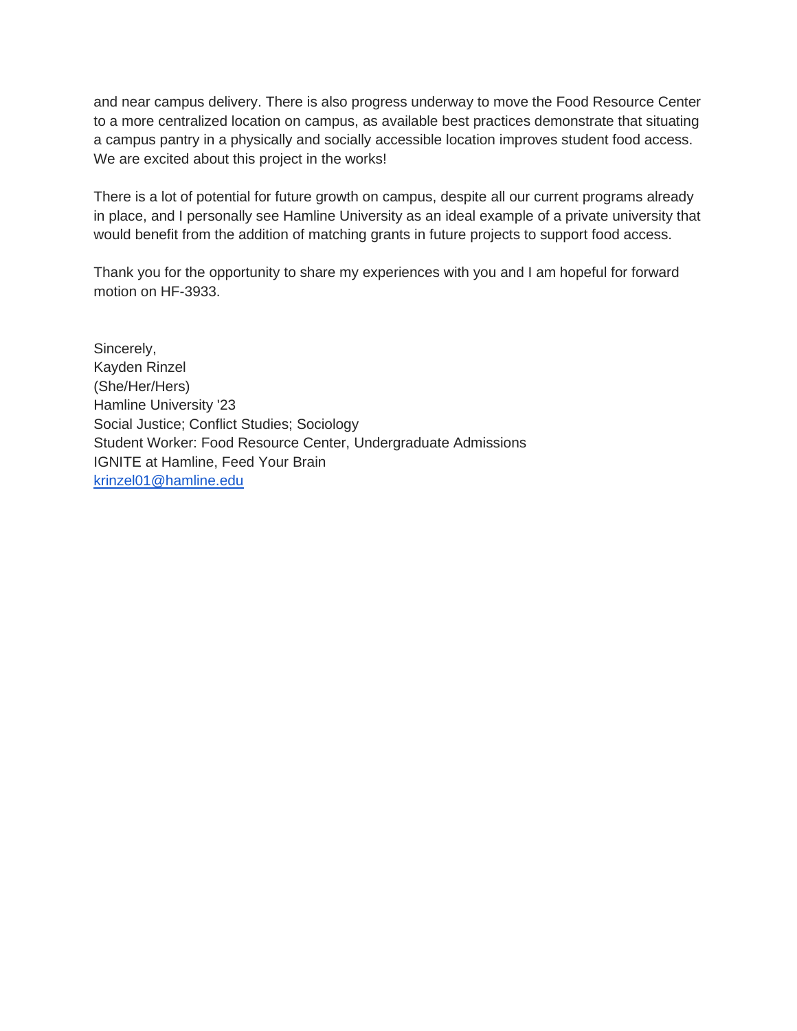and near campus delivery. There is also progress underway to move the Food Resource Center to a more centralized location on campus, as available best practices demonstrate that situating a campus pantry in a physically and socially accessible location improves student food access. We are excited about this project in the works!

There is a lot of potential for future growth on campus, despite all our current programs already in place, and I personally see Hamline University as an ideal example of a private university that would benefit from the addition of matching grants in future projects to support food access.

Thank you for the opportunity to share my experiences with you and I am hopeful for forward motion on HF-3933.

Sincerely,  
Kayden Rinzel  
(She/Her/Hers)  
Hamline University '23  
Social Justice; Conflict Studies; Sociology  
Student Worker: Food Resource Center, Undergraduate Admissions  
IGNITE at Hamline, Feed Your Brain  
krinzel01@hamline.edu